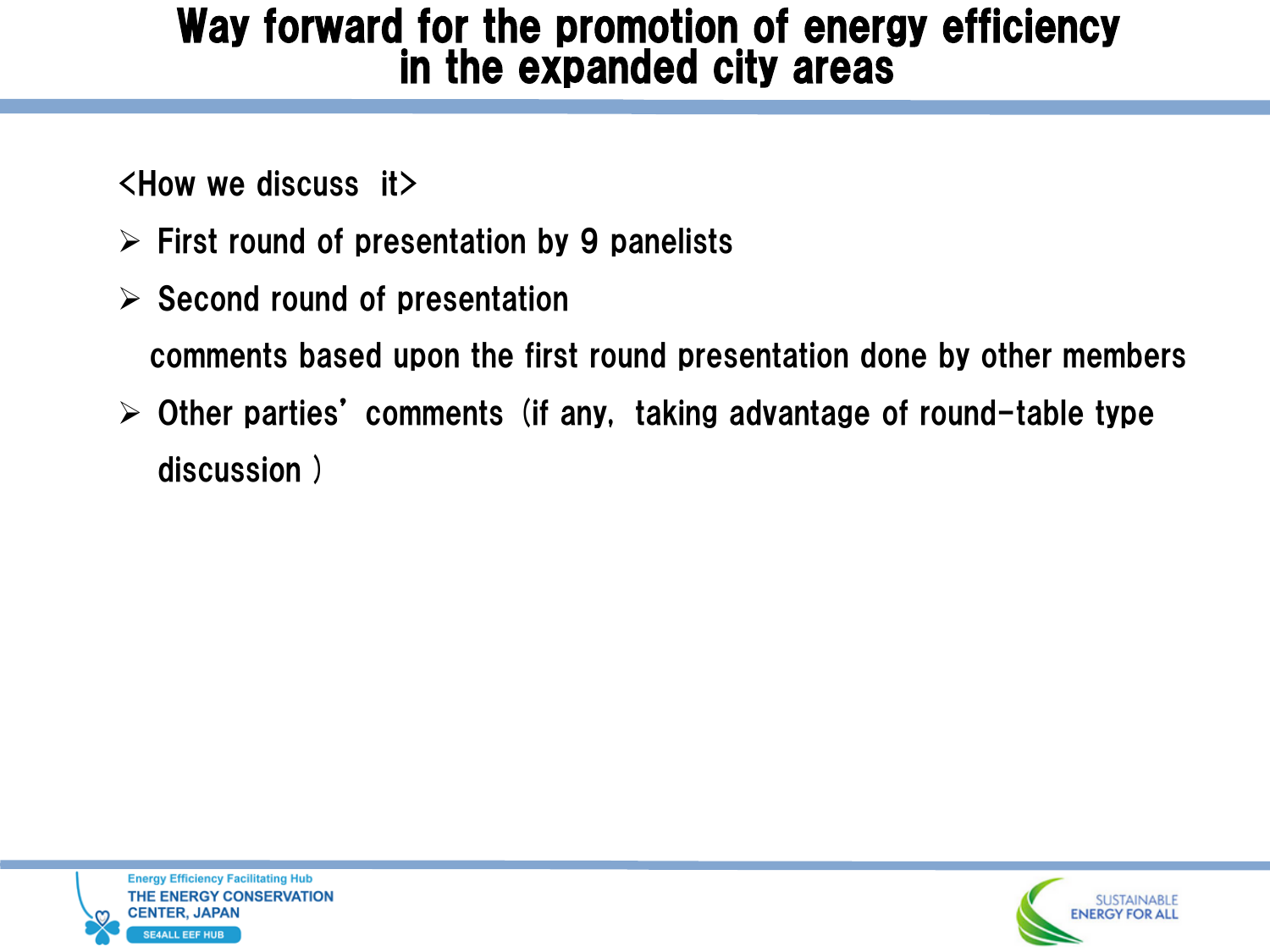# Way forward for the promotion of energy efficiency in the expanded city areas

<How we discuss it>

- First round of presentation by 9 panelists
- Second round of presentation

  comments based upon the first round presentation done by other members
- Other parties' comments (if any, taking advantage of round-table type discussion )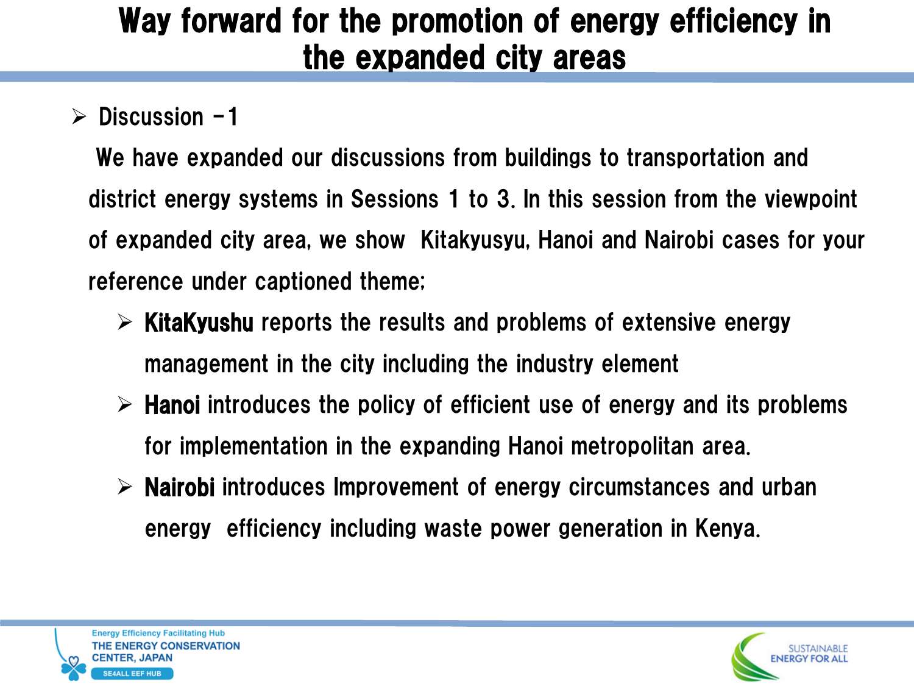# Way forward for the promotion of energy efficiency in the expanded city areas

- Discussion -1

  We have expanded our discussions from buildings to transportation and district energy systems in Sessions 1 to 3. In this session from the viewpoint of expanded city area, we show Kitakyusyu, Hanoi and Nairobi cases for your reference under captioned theme;

  - **KitaKyushu** reports the results and problems of extensive energy management in the city including the industry element
  - **Hanoi** introduces the policy of efficient use of energy and its problems for implementation in the expanding Hanoi metropolitan area.
  - **Nairobi** introduces Improvement of energy circumstances and urban energy efficiency including waste power generation in Kenya.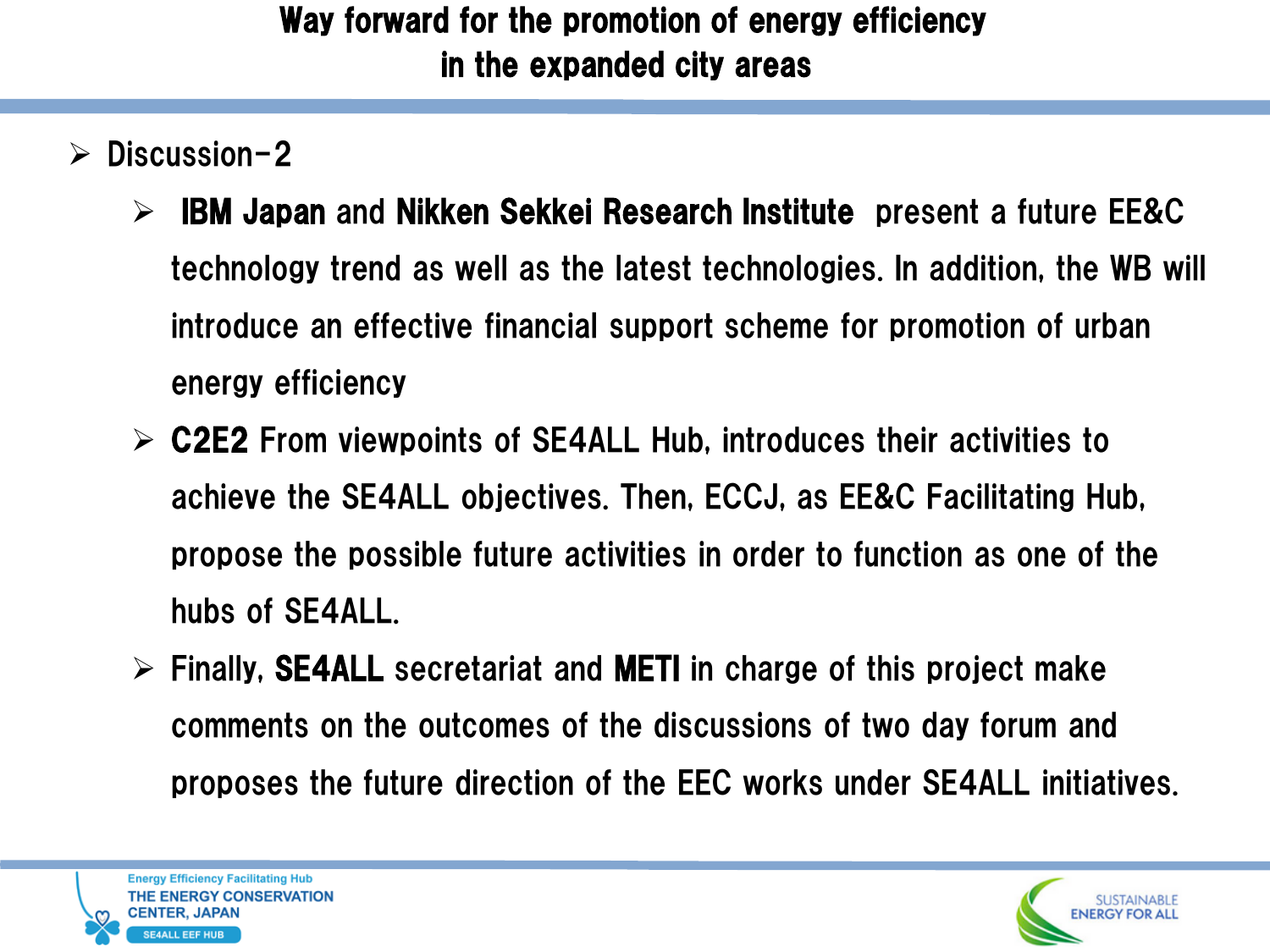# Way forward for the promotion of energy efficiency in the expanded city areas

- Discussion-2
  - **IBM Japan** and **Nikken Sekkei Research Institute** present a future EE&C technology trend as well as the latest technologies. In addition, the WB will introduce an effective financial support scheme for promotion of urban energy efficiency
  - **C2E2** From viewpoints of SE4ALL Hub, introduces their activities to achieve the SE4ALL objectives. Then, ECCJ, as EE&C Facilitating Hub, propose the possible future activities in order to function as one of the hubs of SE4ALL.
  - Finally, **SE4ALL** secretariat and **METI** in charge of this project make comments on the outcomes of the discussions of two day forum and proposes the future direction of the EEC works under SE4ALL initiatives.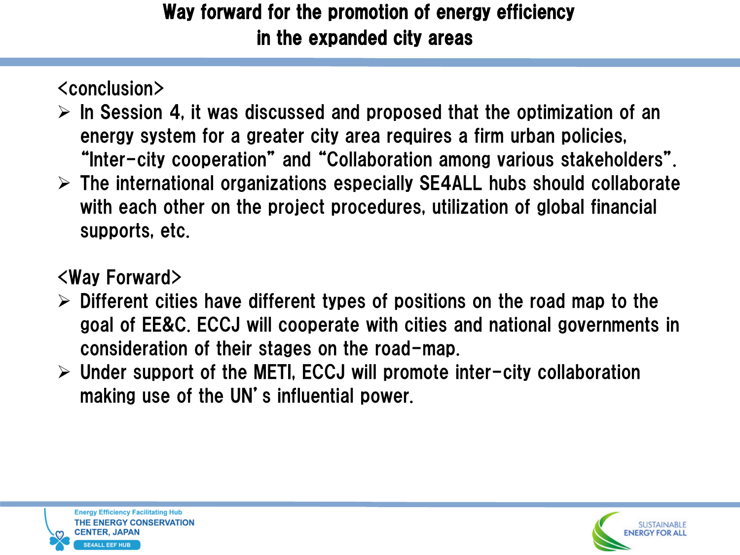# Way forward for the promotion of energy efficiency in the expanded city areas

<conclusion>

- In Session 4, it was discussed and proposed that the optimization of an energy system for a greater city area requires a firm urban policies, "Inter-city cooperation" and "Collaboration among various stakeholders".
- The international organizations especially SE4ALL hubs should collaborate with each other on the project procedures, utilization of global financial supports, etc.

<Way Forward>

- Different cities have different types of positions on the road map to the goal of EE&C. ECCJ will cooperate with cities and national governments in consideration of their stages on the road-map.
- Under support of the METI, ECCJ will promote inter-city collaboration making use of the UN's influential power.